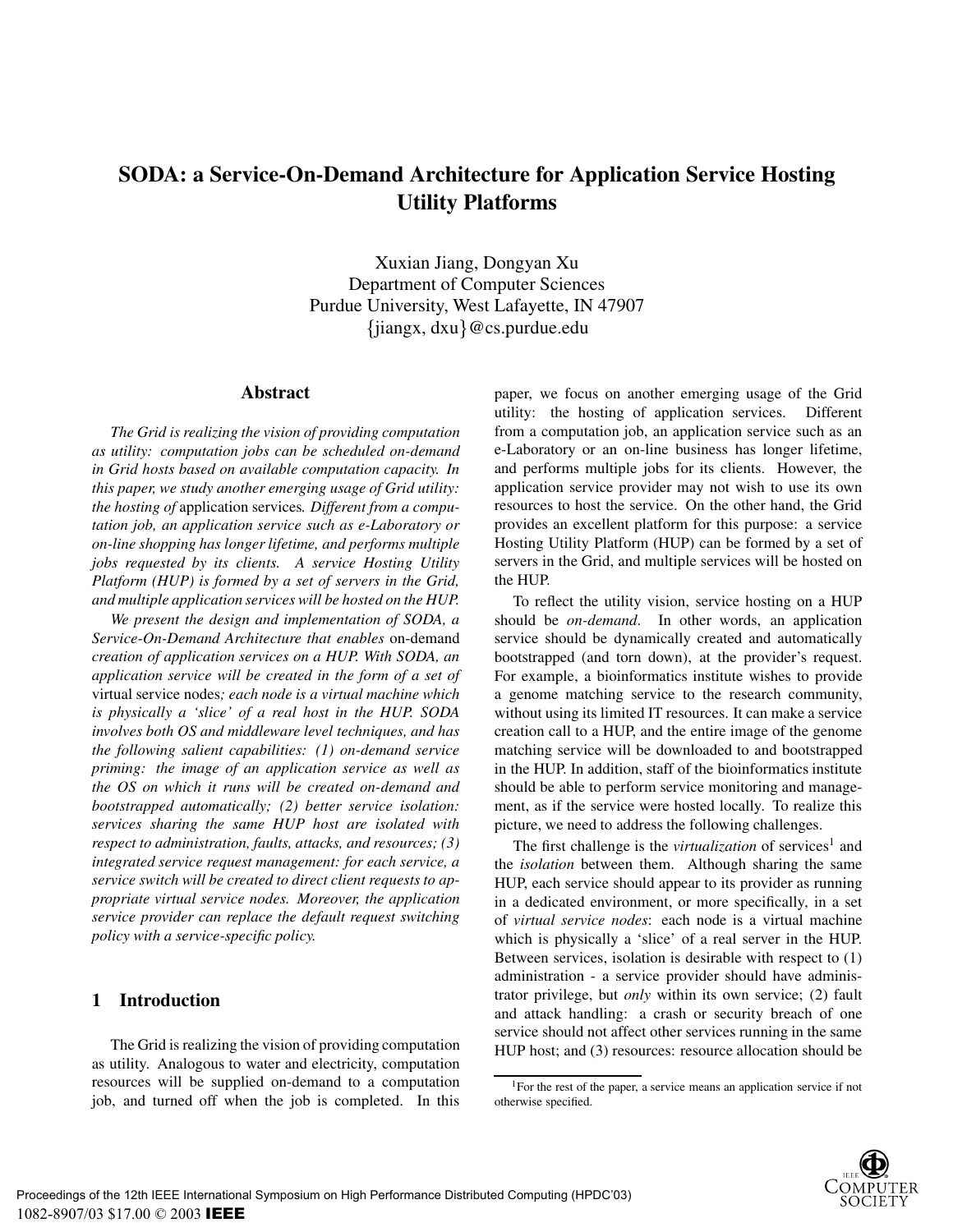# SODA: a Service-On-Demand Architecture for Application Service Hosting Utility Platforms

Xuxian Jiang, Dongyan Xu
Department of Computer Sciences
Purdue University, West Lafayette, IN 47907
{jiangx, dxu}@cs.purdue.edu

## Abstract

*The Grid is realizing the vision of providing computation as utility: computation jobs can be scheduled on-demand in Grid hosts based on available computation capacity. In this paper, we study another emerging usage of Grid utility: the hosting of* application services*. Different from a computation job, an application service such as e-Laboratory or on-line shopping has longer lifetime, and performs multiple jobs requested by its clients. A service Hosting Utility Platform (HUP) is formed by a set of servers in the Grid, and multiple application services will be hosted on the HUP.*

*We present the design and implementation of SODA, a Service-On-Demand Architecture that enables* on-demand *creation of application services on a HUP. With SODA, an application service will be created in the form of a set of* virtual service nodes*; each node is a virtual machine which is physically a 'slice' of a real host in the HUP. SODA involves both OS and middleware level techniques, and has the following salient capabilities: (1) on-demand service priming: the image of an application service as well as the OS on which it runs will be created on-demand and bootstrapped automatically; (2) better service isolation: services sharing the same HUP host are isolated with respect to administration, faults, attacks, and resources; (3) integrated service request management: for each service, a service switch will be created to direct client requests to appropriate virtual service nodes. Moreover, the application service provider can replace the default request switching policy with a service-specific policy.*

## 1 Introduction

The Grid is realizing the vision of providing computation as utility. Analogous to water and electricity, computation resources will be supplied on-demand to a computation job, and turned off when the job is completed. In this paper, we focus on another emerging usage of the Grid utility: the hosting of application services. Different from a computation job, an application service such as an e-Laboratory or an on-line business has longer lifetime, and performs multiple jobs for its clients. However, the application service provider may not wish to use its own resources to host the service. On the other hand, the Grid provides an excellent platform for this purpose: a service Hosting Utility Platform (HUP) can be formed by a set of servers in the Grid, and multiple services will be hosted on the HUP.

To reflect the utility vision, service hosting on a HUP should be *on-demand*. In other words, an application service should be dynamically created and automatically bootstrapped (and torn down), at the provider's request. For example, a bioinformatics institute wishes to provide a genome matching service to the research community, without using its limited IT resources. It can make a service creation call to a HUP, and the entire image of the genome matching service will be downloaded to and bootstrapped in the HUP. In addition, staff of the bioinformatics institute should be able to perform service monitoring and management, as if the service were hosted locally. To realize this picture, we need to address the following challenges.

The first challenge is the *virtualization* of services[1] and the *isolation* between them. Although sharing the same HUP, each service should appear to its provider as running in a dedicated environment, or more specifically, in a set of *virtual service nodes*: each node is a virtual machine which is physically a 'slice' of a real server in the HUP. Between services, isolation is desirable with respect to (1) administration - a service provider should have administrator privilege, but *only* within its own service; (2) fault and attack handling: a crash or security breach of one service should not affect other services running in the same HUP host; and (3) resources: resource allocation should be

[1] For the rest of the paper, a service means an application service if not otherwise specified.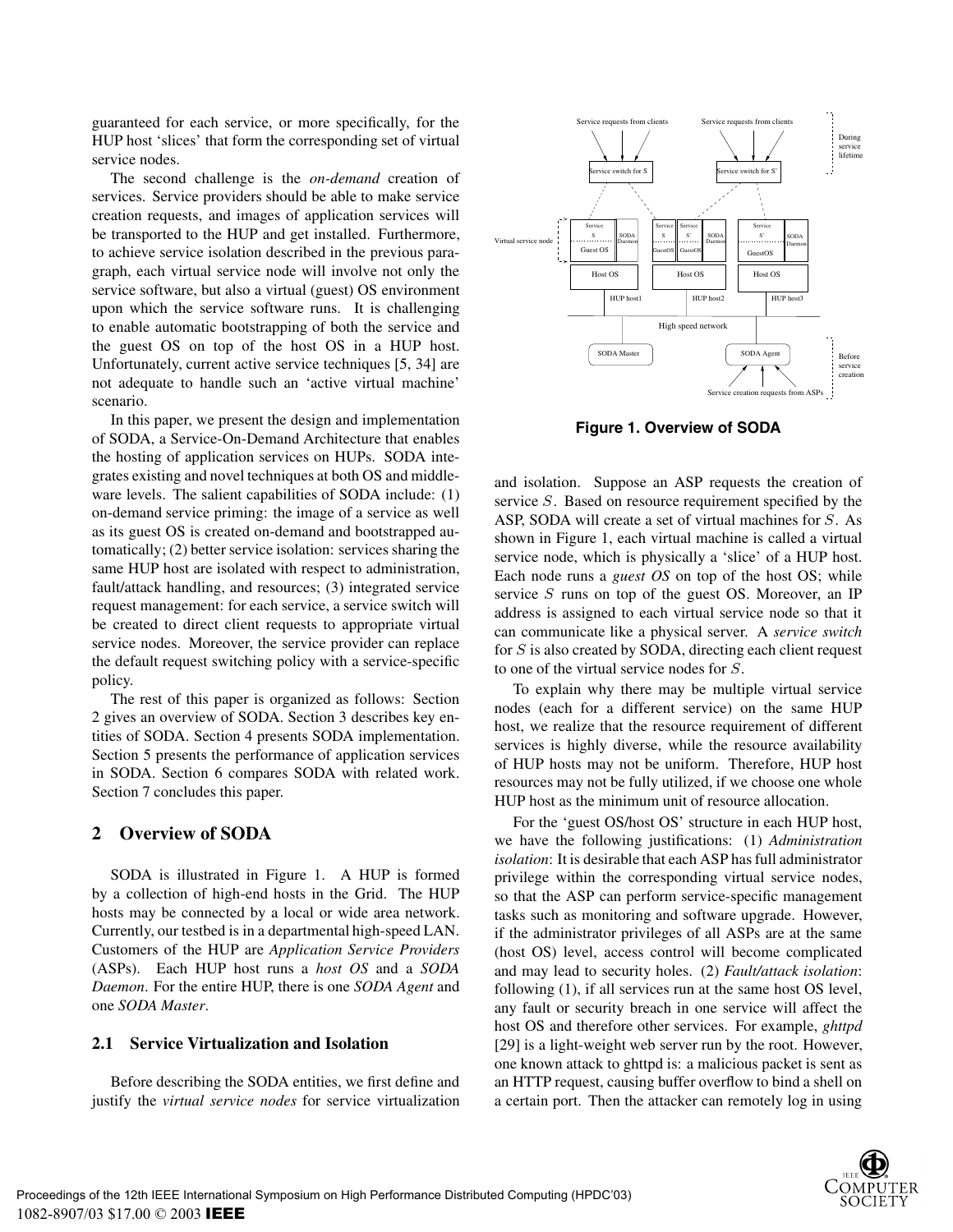guaranteed for each service, or more specifically, for the HUP host 'slices' that form the corresponding set of virtual service nodes.

The second challenge is the *on-demand* creation of services. Service providers should be able to make service creation requests, and images of application services will be transported to the HUP and get installed. Furthermore, to achieve service isolation described in the previous paragraph, each virtual service node will involve not only the service software, but also a virtual (guest) OS environment upon which the service software runs. It is challenging to enable automatic bootstrapping of both the service and the guest OS on top of the host OS in a HUP host. Unfortunately, current active service techniques [5, 34] are not adequate to handle such an 'active virtual machine' scenario.

In this paper, we present the design and implementation of SODA, a Service-On-Demand Architecture that enables the hosting of application services on HUPs. SODA integrates existing and novel techniques at both OS and middleware levels. The salient capabilities of SODA include: (1) on-demand service priming: the image of a service as well as its guest OS is created on-demand and bootstrapped automatically; (2) better service isolation: services sharing the same HUP host are isolated with respect to administration, fault/attack handling, and resources; (3) integrated service request management: for each service, a service switch will be created to direct client requests to appropriate virtual service nodes. Moreover, the service provider can replace the default request switching policy with a service-specific policy.

The rest of this paper is organized as follows: Section 2 gives an overview of SODA. Section 3 describes key entities of SODA. Section 4 presents SODA implementation. Section 5 presents the performance of application services in SODA. Section 6 compares SODA with related work. Section 7 concludes this paper.

## 2 Overview of SODA

SODA is illustrated in Figure 1. A HUP is formed by a collection of high-end hosts in the Grid. The HUP hosts may be connected by a local or wide area network. Currently, our testbed is in a departmental high-speed LAN. Customers of the HUP are *Application Service Providers* (ASPs). Each HUP host runs a *host OS* and a *SODA Daemon*. For the entire HUP, there is one *SODA Agent* and one *SODA Master*.

### 2.1 Service Virtualization and Isolation

Before describing the SODA entities, we first define and justify the *virtual service nodes* for service virtualization and isolation. Suppose an ASP requests the creation of service $S$. Based on resource requirement specified by the ASP, SODA will create a set of virtual machines for $S$. As shown in Figure 1, each virtual machine is called a virtual service node, which is physically a 'slice' of a HUP host. Each node runs a *guest OS* on top of the host OS; while service $S$ runs on top of the guest OS. Moreover, an IP address is assigned to each virtual service node so that it can communicate like a physical server. A *service switch* for $S$ is also created by SODA, directing each client request to one of the virtual service nodes for $S$.

**Figure 1. Overview of SODA**

To explain why there may be multiple virtual service nodes (each for a different service) on the same HUP host, we realize that the resource requirement of different services is highly diverse, while the resource availability of HUP hosts may not be uniform. Therefore, HUP host resources may not be fully utilized, if we choose one whole HUP host as the minimum unit of resource allocation.

For the 'guest OS/host OS' structure in each HUP host, we have the following justifications: (1) *Administration isolation*: It is desirable that each ASP has full administrator privilege within the corresponding virtual service nodes, so that the ASP can perform service-specific management tasks such as monitoring and software upgrade. However, if the administrator privileges of all ASPs are at the same (host OS) level, access control will become complicated and may lead to security holes. (2) *Fault/attack isolation*: following (1), if all services run at the same host OS level, any fault or security breach in one service will affect the host OS and therefore other services. For example, *ghttpd* [29] is a light-weight web server run by the root. However, one known attack to ghttpd is: a malicious packet is sent as an HTTP request, causing buffer overflow to bind a shell on a certain port. Then the attacker can remotely log in using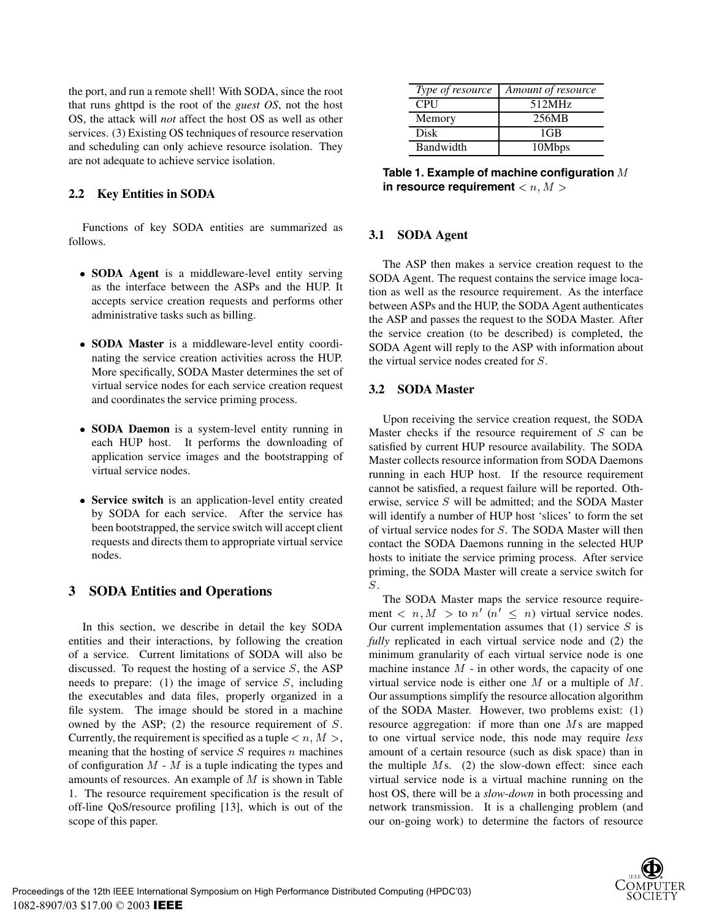the port, and run a remote shell! With SODA, since the root that runs ghttpd is the root of the *guest OS*, not the host OS, the attack will *not* affect the host OS as well as other services. (3) Existing OS techniques of resource reservation and scheduling can only achieve resource isolation. They are not adequate to achieve service isolation.

### 2.2 Key Entities in SODA

Functions of key SODA entities are summarized as follows.

- **SODA Agent** is a middleware-level entity serving as the interface between the ASPs and the HUP. It accepts service creation requests and performs other administrative tasks such as billing.
- **SODA Master** is a middleware-level entity coordinating the service creation activities across the HUP. More specifically, SODA Master determines the set of virtual service nodes for each service creation request and coordinates the service priming process.
- **SODA Daemon** is a system-level entity running in each HUP host. It performs the downloading of application service images and the bootstrapping of virtual service nodes.
- **Service switch** is an application-level entity created by SODA for each service. After the service has been bootstrapped, the service switch will accept client requests and directs them to appropriate virtual service nodes.

## 3 SODA Entities and Operations

In this section, we describe in detail the key SODA entities and their interactions, by following the creation of a service. Current limitations of SODA will also be discussed. To request the hosting of a service $S$, the ASP needs to prepare: (1) the image of service $S$, including the executables and data files, properly organized in a file system. The image should be stored in a machine owned by the ASP; (2) the resource requirement of $S$. Currently, the requirement is specified as a tuple $< n, M >$, meaning that the hosting of service $S$ requires $n$ machines of configuration $M$ - $M$ is a tuple indicating the types and amounts of resources. An example of $M$ is shown in Table 1. The resource requirement specification is the result of off-line QoS/resource profiling [13], which is out of the scope of this paper.

| *Type of resource* | *Amount of resource* |
|---|---|
| CPU | 512MHz |
| Memory | 256MB |
| Disk | 1GB |
| Bandwidth | 10Mbps |

**Table 1. Example of machine configuration $M$ in resource requirement $< n, M >$**

### 3.1 SODA Agent

The ASP then makes a service creation request to the SODA Agent. The request contains the service image location as well as the resource requirement. As the interface between ASPs and the HUP, the SODA Agent authenticates the ASP and passes the request to the SODA Master. After the service creation (to be described) is completed, the SODA Agent will reply to the ASP with information about the virtual service nodes created for $S$.

### 3.2 SODA Master

Upon receiving the service creation request, the SODA Master checks if the resource requirement of $S$ can be satisfied by current HUP resource availability. The SODA Master collects resource information from SODA Daemons running in each HUP host. If the resource requirement cannot be satisfied, a request failure will be reported. Otherwise, service $S$ will be admitted; and the SODA Master will identify a number of HUP host 'slices' to form the set of virtual service nodes for $S$. The SODA Master will then contact the SODA Daemons running in the selected HUP hosts to initiate the service priming process. After service priming, the SODA Master will create a service switch for $S$.

The SODA Master maps the service resource requirement $< n, M >$ to $n'$ ($n' \leq n$) virtual service nodes. Our current implementation assumes that (1) service $S$ is *fully* replicated in each virtual service node and (2) the minimum granularity of each virtual service node is one machine instance $M$ - in other words, the capacity of one virtual service node is either one $M$ or a multiple of $M$. Our assumptions simplify the resource allocation algorithm of the SODA Master. However, two problems exist: (1) resource aggregation: if more than one $M$s are mapped to one virtual service node, this node may require *less* amount of a certain resource (such as disk space) than in the multiple $M$s. (2) the slow-down effect: since each virtual service node is a virtual machine running on the host OS, there will be a *slow-down* in both processing and network transmission. It is a challenging problem (and our on-going work) to determine the factors of resource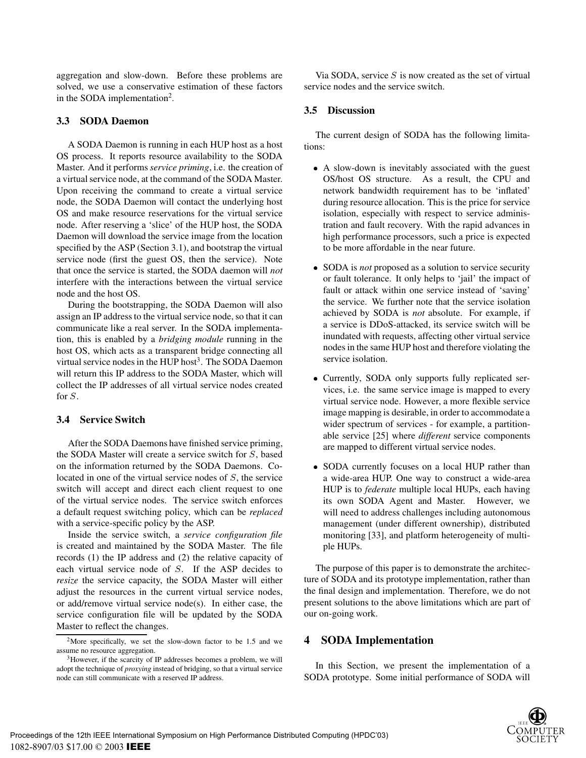aggregation and slow-down. Before these problems are solved, we use a conservative estimation of these factors in the SODA implementation[2].

### 3.3 SODA Daemon

A SODA Daemon is running in each HUP host as a host OS process. It reports resource availability to the SODA Master. And it performs *service priming*, i.e. the creation of a virtual service node, at the command of the SODA Master. Upon receiving the command to create a virtual service node, the SODA Daemon will contact the underlying host OS and make resource reservations for the virtual service node. After reserving a 'slice' of the HUP host, the SODA Daemon will download the service image from the location specified by the ASP (Section 3.1), and bootstrap the virtual service node (first the guest OS, then the service). Note that once the service is started, the SODA daemon will *not* interfere with the interactions between the virtual service node and the host OS.

During the bootstrapping, the SODA Daemon will also assign an IP address to the virtual service node, so that it can communicate like a real server. In the SODA implementation, this is enabled by a *bridging module* running in the host OS, which acts as a transparent bridge connecting all virtual service nodes in the HUP host[3]. The SODA Daemon will return this IP address to the SODA Master, which will collect the IP addresses of all virtual service nodes created for $S$.

### 3.4 Service Switch

After the SODA Daemons have finished service priming, the SODA Master will create a service switch for $S$, based on the information returned by the SODA Daemons. Co-located in one of the virtual service nodes of $S$, the service switch will accept and direct each client request to one of the virtual service nodes. The service switch enforces a default request switching policy, which can be *replaced* with a service-specific policy by the ASP.

Inside the service switch, a *service configuration file* is created and maintained by the SODA Master. The file records (1) the IP address and (2) the relative capacity of each virtual service node of $S$. If the ASP decides to *resize* the service capacity, the SODA Master will either adjust the resources in the current virtual service nodes, or add/remove virtual service node(s). In either case, the service configuration file will be updated by the SODA Master to reflect the changes.

[2] More specifically, we set the slow-down factor to be 1.5 and we assume no resource aggregation.

[3] However, if the scarcity of IP addresses becomes a problem, we will adopt the technique of *proxying* instead of bridging, so that a virtual service node can still communicate with a reserved IP address.

Via SODA, service $S$ is now created as the set of virtual service nodes and the service switch.

### 3.5 Discussion

The current design of SODA has the following limitations:

- A slow-down is inevitably associated with the guest OS/host OS structure. As a result, the CPU and network bandwidth requirement has to be 'inflated' during resource allocation. This is the price for service isolation, especially with respect to service administration and fault recovery. With the rapid advances in high performance processors, such a price is expected to be more affordable in the near future.
- SODA is *not* proposed as a solution to service security or fault tolerance. It only helps to 'jail' the impact of fault or attack within one service instead of 'saving' the service. We further note that the service isolation achieved by SODA is *not* absolute. For example, if a service is DDoS-attacked, its service switch will be inundated with requests, affecting other virtual service nodes in the same HUP host and therefore violating the service isolation.
- Currently, SODA only supports fully replicated services, i.e. the same service image is mapped to every virtual service node. However, a more flexible service image mapping is desirable, in order to accommodate a wider spectrum of services - for example, a partitionable service [25] where *different* service components are mapped to different virtual service nodes.
- SODA currently focuses on a local HUP rather than a wide-area HUP. One way to construct a wide-area HUP is to *federate* multiple local HUPs, each having its own SODA Agent and Master. However, we will need to address challenges including autonomous management (under different ownership), distributed monitoring [33], and platform heterogeneity of multiple HUPs.

The purpose of this paper is to demonstrate the architecture of SODA and its prototype implementation, rather than the final design and implementation. Therefore, we do not present solutions to the above limitations which are part of our on-going work.

## 4 SODA Implementation

In this Section, we present the implementation of a SODA prototype. Some initial performance of SODA will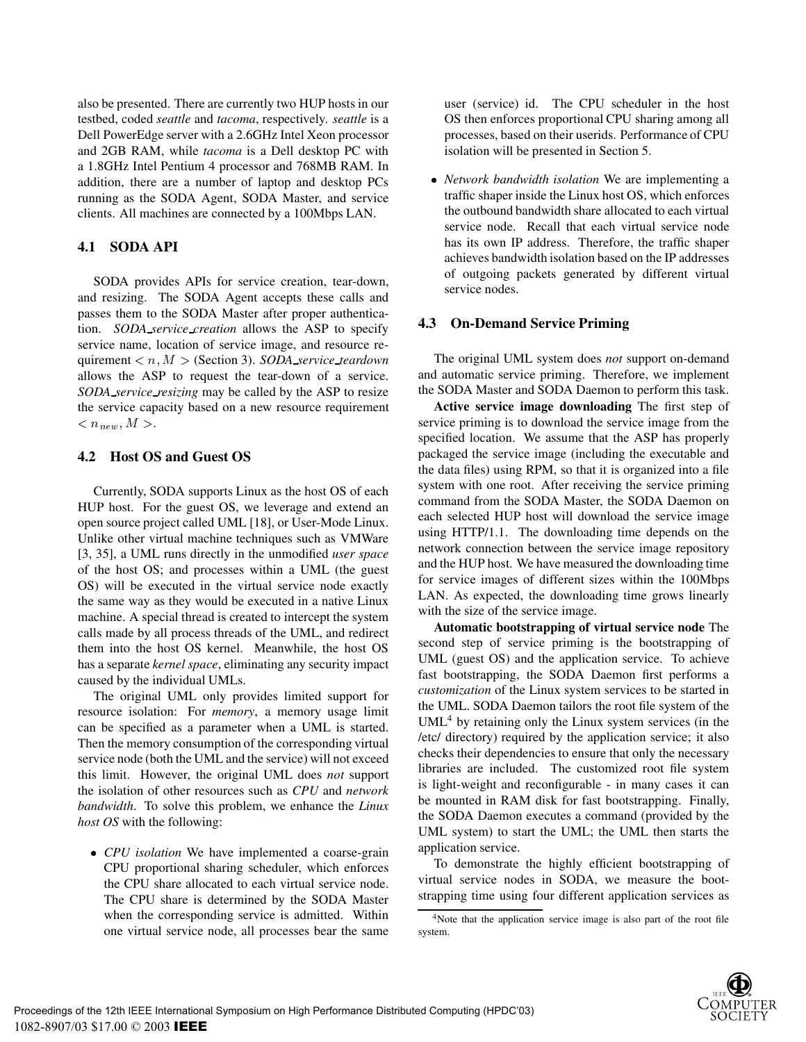also be presented. There are currently two HUP hosts in our testbed, coded *seattle* and *tacoma*, respectively. *seattle* is a Dell PowerEdge server with a 2.6GHz Intel Xeon processor and 2GB RAM, while *tacoma* is a Dell desktop PC with a 1.8GHz Intel Pentium 4 processor and 768MB RAM. In addition, there are a number of laptop and desktop PCs running as the SODA Agent, SODA Master, and service clients. All machines are connected by a 100Mbps LAN.

### 4.1 SODA API

SODA provides APIs for service creation, tear-down, and resizing. The SODA Agent accepts these calls and passes them to the SODA Master after proper authentication. *SODA_service_creation* allows the ASP to specify service name, location of service image, and resource requirement $< n, M >$ (Section 3). *SODA_service_teardown* allows the ASP to request the tear-down of a service. *SODA_service_resizing* may be called by the ASP to resize the service capacity based on a new resource requirement $< n_{new}, M >$.

### 4.2 Host OS and Guest OS

Currently, SODA supports Linux as the host OS of each HUP host. For the guest OS, we leverage and extend an open source project called UML [18], or User-Mode Linux. Unlike other virtual machine techniques such as VMWare [3, 35], a UML runs directly in the unmodified *user space* of the host OS; and processes within a UML (the guest OS) will be executed in the virtual service node exactly the same way as they would be executed in a native Linux machine. A special thread is created to intercept the system calls made by all process threads of the UML, and redirect them into the host OS kernel. Meanwhile, the host OS has a separate *kernel space*, eliminating any security impact caused by the individual UMLs.

The original UML only provides limited support for resource isolation: For *memory*, a memory usage limit can be specified as a parameter when a UML is started. Then the memory consumption of the corresponding virtual service node (both the UML and the service) will not exceed this limit. However, the original UML does *not* support the isolation of other resources such as *CPU* and *network bandwidth*. To solve this problem, we enhance the *Linux host OS* with the following:

- *CPU isolation* We have implemented a coarse-grain CPU proportional sharing scheduler, which enforces the CPU share allocated to each virtual service node. The CPU share is determined by the SODA Master when the corresponding service is admitted. Within one virtual service node, all processes bear the same user (service) id. The CPU scheduler in the host OS then enforces proportional CPU sharing among all processes, based on their userids. Performance of CPU isolation will be presented in Section 5.
- *Network bandwidth isolation* We are implementing a traffic shaper inside the Linux host OS, which enforces the outbound bandwidth share allocated to each virtual service node. Recall that each virtual service node has its own IP address. Therefore, the traffic shaper achieves bandwidth isolation based on the IP addresses of outgoing packets generated by different virtual service nodes.

### 4.3 On-Demand Service Priming

The original UML system does *not* support on-demand and automatic service priming. Therefore, we implement the SODA Master and SODA Daemon to perform this task.

**Active service image downloading** The first step of service priming is to download the service image from the specified location. We assume that the ASP has properly packaged the service image (including the executable and the data files) using RPM, so that it is organized into a file system with one root. After receiving the service priming command from the SODA Master, the SODA Daemon on each selected HUP host will download the service image using HTTP/1.1. The downloading time depends on the network connection between the service image repository and the HUP host. We have measured the downloading time for service images of different sizes within the 100Mbps LAN. As expected, the downloading time grows linearly with the size of the service image.

**Automatic bootstrapping of virtual service node** The second step of service priming is the bootstrapping of UML (guest OS) and the application service. To achieve fast bootstrapping, the SODA Daemon first performs a *customization* of the Linux system services to be started in the UML. SODA Daemon tailors the root file system of the UML[4] by retaining only the Linux system services (in the /etc/ directory) required by the application service; it also checks their dependencies to ensure that only the necessary libraries are included. The customized root file system is light-weight and reconfigurable - in many cases it can be mounted in RAM disk for fast bootstrapping. Finally, the SODA Daemon executes a command (provided by the UML system) to start the UML; the UML then starts the application service.

To demonstrate the highly efficient bootstrapping of virtual service nodes in SODA, we measure the bootstrapping time using four different application services as

[4]Note that the application service image is also part of the root file system.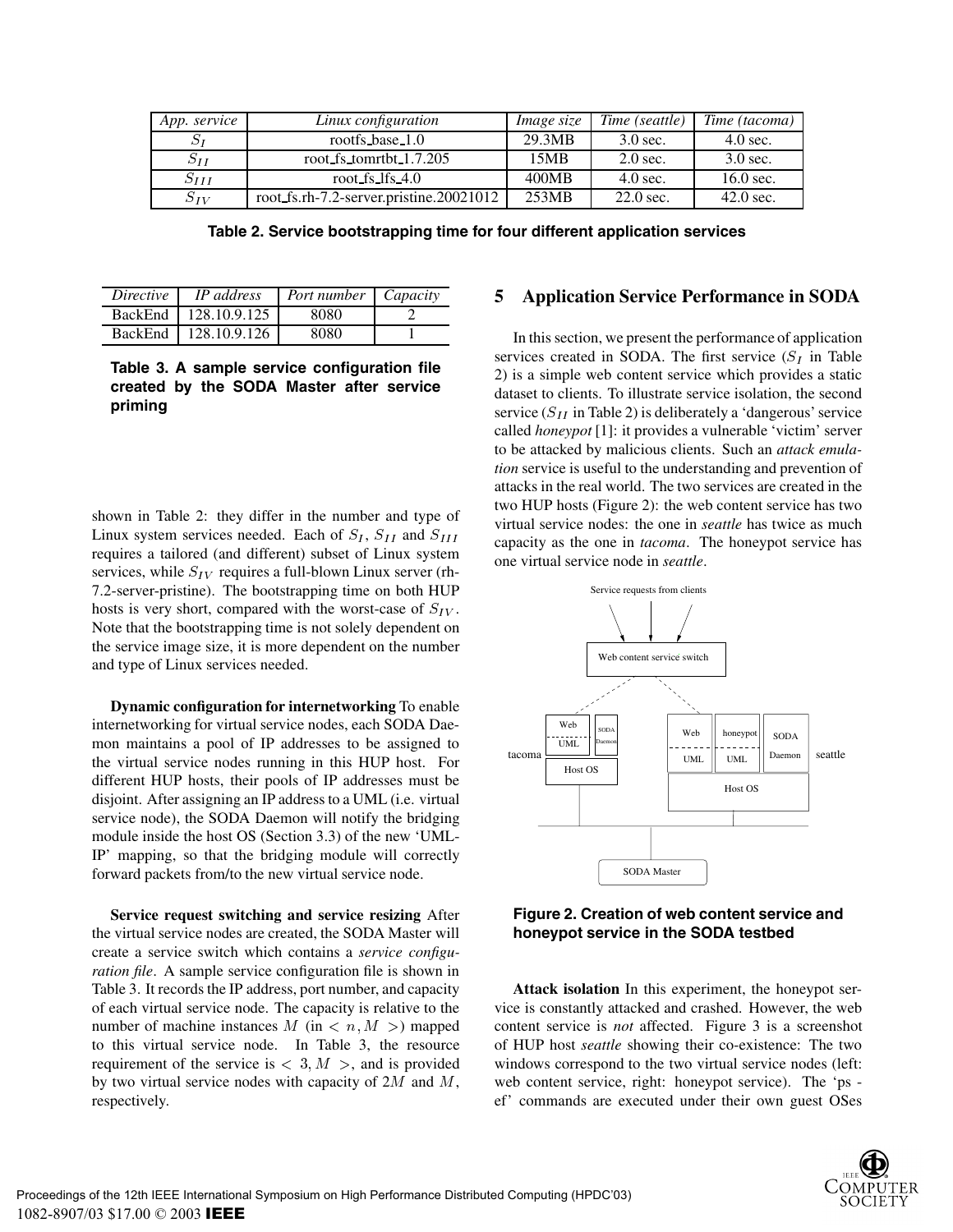| *App. service* | *Linux configuration* | *Image size* | *Time (seattle)* | *Time (tacoma)* |
|---|---|---|---|---|
| $S_I$ | rootfs_base_1.0 | 29.3MB | 3.0 sec. | 4.0 sec. |
| $S_{II}$ | root_fs_tomrtbt_1.7.205 | 15MB | 2.0 sec. | 3.0 sec. |
| $S_{III}$ | root_fs_lfs_4.0 | 400MB | 4.0 sec. | 16.0 sec. |
| $S_{IV}$ | root_fs.rh-7.2-server.pristine.20021012 | 253MB | 22.0 sec. | 42.0 sec. |

**Table 2. Service bootstrapping time for four different application services**

| *Directive* | *IP address* | *Port number* | *Capacity* |
|---|---|---|---|
| BackEnd | 128.10.9.125 | 8080 | 2 |
| BackEnd | 128.10.9.126 | 8080 | 1 |

**Table 3. A sample service configuration file created by the SODA Master after service priming**

shown in Table 2: they differ in the number and type of Linux system services needed. Each of $S_I$, $S_{II}$ and $S_{III}$ requires a tailored (and different) subset of Linux system services, while $S_{IV}$ requires a full-blown Linux server (rh-7.2-server-pristine). The bootstrapping time on both HUP hosts is very short, compared with the worst-case of $S_{IV}$. Note that the bootstrapping time is not solely dependent on the service image size, it is more dependent on the number and type of Linux services needed.

**Dynamic configuration for internetworking** To enable internetworking for virtual service nodes, each SODA Daemon maintains a pool of IP addresses to be assigned to the virtual service nodes running in this HUP host. For different HUP hosts, their pools of IP addresses must be disjoint. After assigning an IP address to a UML (i.e. virtual service node), the SODA Daemon will notify the bridging module inside the host OS (Section 3.3) of the new 'UML-IP' mapping, so that the bridging module will correctly forward packets from/to the new virtual service node.

**Service request switching and service resizing** After the virtual service nodes are created, the SODA Master will create a service switch which contains a *service configuration file*. A sample service configuration file is shown in Table 3. It records the IP address, port number, and capacity of each virtual service node. The capacity is relative to the number of machine instances $M$ (in $< n, M >$) mapped to this virtual service node. In Table 3, the resource requirement of the service is $< 3, M >$, and is provided by two virtual service nodes with capacity of $2M$ and $M$, respectively.

## 5 Application Service Performance in SODA

In this section, we present the performance of application services created in SODA. The first service ($S_I$ in Table 2) is a simple web content service which provides a static dataset to clients. To illustrate service isolation, the second service ($S_{II}$ in Table 2) is deliberately a 'dangerous' service called *honeypot* [1]: it provides a vulnerable 'victim' server to be attacked by malicious clients. Such an *attack emulation* service is useful to the understanding and prevention of attacks in the real world. The two services are created in the two HUP hosts (Figure 2): the web content service has two virtual service nodes: the one in *seattle* has twice as much capacity as the one in *tacoma*. The honeypot service has one virtual service node in *seattle*.

**Figure 2. Creation of web content service and honeypot service in the SODA testbed**

**Attack isolation** In this experiment, the honeypot service is constantly attacked and crashed. However, the web content service is *not* affected. Figure 3 is a screenshot of HUP host *seattle* showing their co-existence: The two windows correspond to the two virtual service nodes (left: web content service, right: honeypot service). The 'ps -ef' commands are executed under their own guest OSes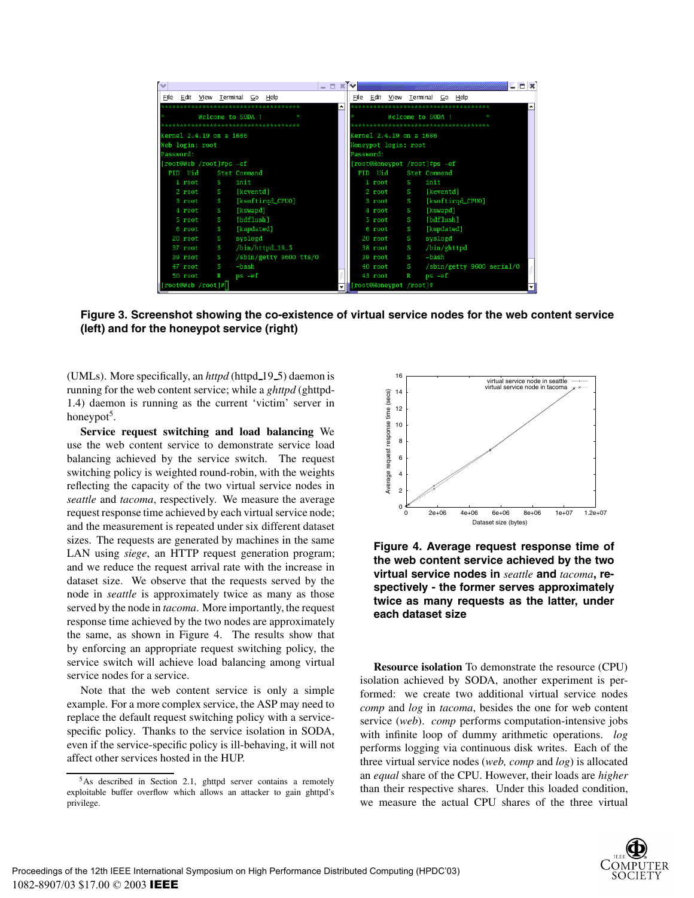**Figure 3. Screenshot showing the co-existence of virtual service nodes for the web content service (left) and for the honeypot service (right)**

(UMLs). More specifically, an *httpd* (httpd_19_5) daemon is running for the web content service; while a *ghttpd* (ghttpd-1.4) daemon is running as the current 'victim' server in honeypot[5].

**Service request switching and load balancing** We use the web content service to demonstrate service load balancing achieved by the service switch. The request switching policy is weighted round-robin, with the weights reflecting the capacity of the two virtual service nodes in *seattle* and *tacoma*, respectively. We measure the average request response time achieved by each virtual service node; and the measurement is repeated under six different dataset sizes. The requests are generated by machines in the same LAN using *siege*, an HTTP request generation program; and we reduce the request arrival rate with the increase in dataset size. We observe that the requests served by the node in *seattle* is approximately twice as many as those served by the node in *tacoma*. More importantly, the request response time achieved by the two nodes are approximately the same, as shown in Figure 4. The results show that by enforcing an appropriate request switching policy, the service switch will achieve load balancing among virtual service nodes for a service.

Note that the web content service is only a simple example. For a more complex service, the ASP may need to replace the default request switching policy with a service-specific policy. Thanks to the service isolation in SODA, even if the service-specific policy is ill-behaving, it will not affect other services hosted in the HUP.

[5] As described in Section 2.1, ghttpd server contains a remotely exploitable buffer overflow which allows an attacker to gain ghttpd's privilege.

**Figure 4. Average request response time of the web content service achieved by the two virtual service nodes in *seattle* and *tacoma*, respectively - the former serves approximately twice as many requests as the latter, under each dataset size**

**Resource isolation** To demonstrate the resource (CPU) isolation achieved by SODA, another experiment is performed: we create two additional virtual service nodes *comp* and *log* in *tacoma*, besides the one for web content service (*web*). *comp* performs computation-intensive jobs with infinite loop of dummy arithmetic operations. *log* performs logging via continuous disk writes. Each of the three virtual service nodes (*web, comp* and *log*) is allocated an *equal* share of the CPU. However, their loads are *higher* than their respective shares. Under this loaded condition, we measure the actual CPU shares of the three virtual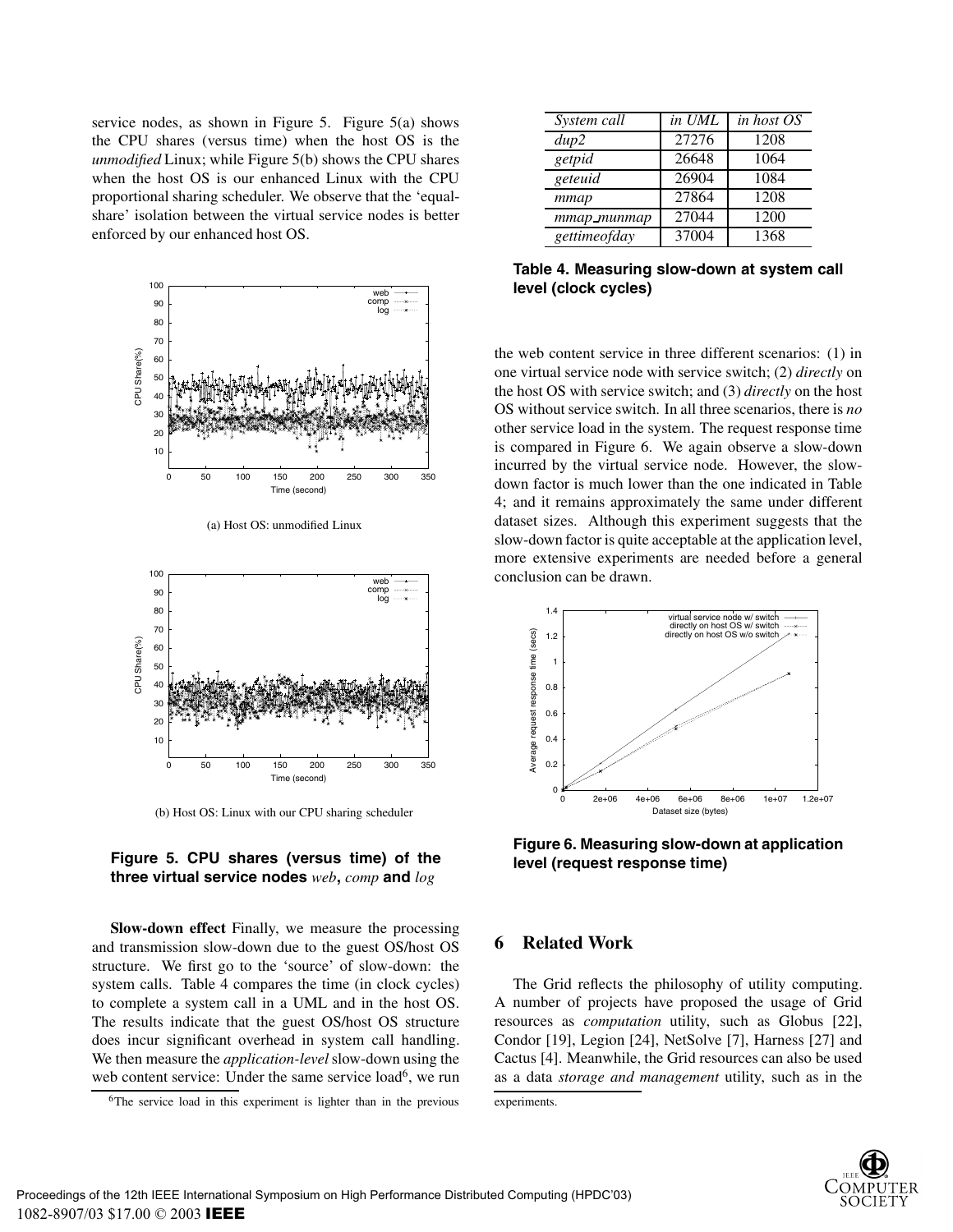service nodes, as shown in Figure 5. Figure 5(a) shows the CPU shares (versus time) when the host OS is the *unmodified* Linux; while Figure 5(b) shows the CPU shares when the host OS is our enhanced Linux with the CPU proportional sharing scheduler. We observe that the 'equal-share' isolation between the virtual service nodes is better enforced by our enhanced host OS.

(a) Host OS: unmodified Linux

(b) Host OS: Linux with our CPU sharing scheduler

**Figure 5. CPU shares (versus time) of the three virtual service nodes** *web*, *comp* **and** *log*

**Slow-down effect** Finally, we measure the processing and transmission slow-down due to the guest OS/host OS structure. We first go to the 'source' of slow-down: the system calls. Table 4 compares the time (in clock cycles) to complete a system call in a UML and in the host OS. The results indicate that the guest OS/host OS structure does incur significant overhead in system call handling. We then measure the *application-level* slow-down using the web content service: Under the same service load[6], we run the web content service in three different scenarios: (1) in one virtual service node with service switch; (2) *directly* on the host OS with service switch; and (3) *directly* on the host OS without service switch. In all three scenarios, there is *no* other service load in the system. The request response time is compared in Figure 6. We again observe a slow-down incurred by the virtual service node. However, the slow-down factor is much lower than the one indicated in Table 4; and it remains approximately the same under different dataset sizes. Although this experiment suggests that the slow-down factor is quite acceptable at the application level, more extensive experiments are needed before a general conclusion can be drawn.

[6]The service load in this experiment is lighter than in the previous experiments.

| *System call* | *in UML* | *in host OS* |
|---|---|---|
| *dup2* | 27276 | 1208 |
| *getpid* | 26648 | 1064 |
| *geteuid* | 26904 | 1084 |
| *mmap* | 27864 | 1208 |
| *mmap_munmap* | 27044 | 1200 |
| *gettimeofday* | 37004 | 1368 |

**Table 4. Measuring slow-down at system call level (clock cycles)**

**Figure 6. Measuring slow-down at application level (request response time)**

## 6 Related Work

The Grid reflects the philosophy of utility computing. A number of projects have proposed the usage of Grid resources as *computation* utility, such as Globus [22], Condor [19], Legion [24], NetSolve [7], Harness [27] and Cactus [4]. Meanwhile, the Grid resources can also be used as a data *storage and management* utility, such as in the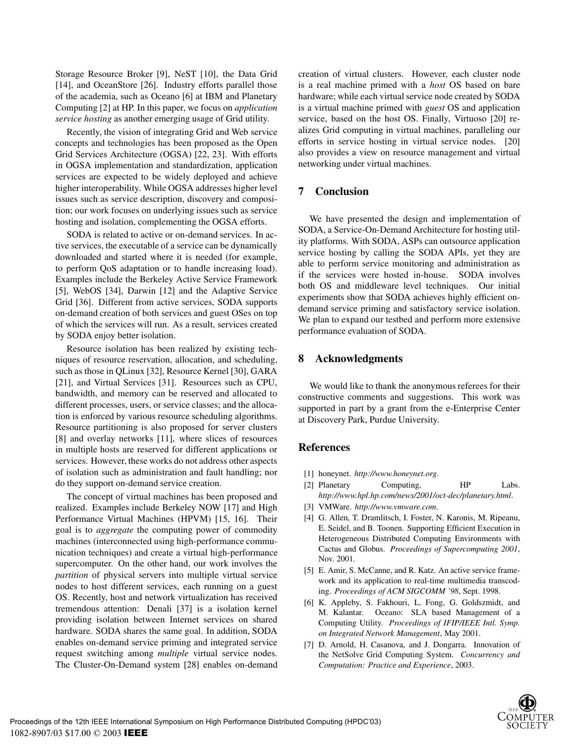Storage Resource Broker [9], NeST [10], the Data Grid [14], and OceanStore [26]. Industry efforts parallel those of the academia, such as Oceano [6] at IBM and Planetary Computing [2] at HP. In this paper, we focus on *application service hosting* as another emerging usage of Grid utility.

Recently, the vision of integrating Grid and Web service concepts and technologies has been proposed as the Open Grid Services Architecture (OGSA) [22, 23]. With efforts in OGSA implementation and standardization, application services are expected to be widely deployed and achieve higher interoperability. While OGSA addresses higher level issues such as service description, discovery and composition; our work focuses on underlying issues such as service hosting and isolation, complementing the OGSA efforts.

SODA is related to active or on-demand services. In active services, the executable of a service can be dynamically downloaded and started where it is needed (for example, to perform QoS adaptation or to handle increasing load). Examples include the Berkeley Active Service Framework [5], WebOS [34], Darwin [12] and the Adaptive Service Grid [36]. Different from active services, SODA supports on-demand creation of both services and guest OSes on top of which the services will run. As a result, services created by SODA enjoy better isolation.

Resource isolation has been realized by existing techniques of resource reservation, allocation, and scheduling, such as those in QLinux [32], Resource Kernel [30], GARA [21], and Virtual Services [31]. Resources such as CPU, bandwidth, and memory can be reserved and allocated to different processes, users, or service classes; and the allocation is enforced by various resource scheduling algorithms. Resource partitioning is also proposed for server clusters [8] and overlay networks [11], where slices of resources in multiple hosts are reserved for different applications or services. However, these works do not address other aspects of isolation such as administration and fault handling; nor do they support on-demand service creation.

The concept of virtual machines has been proposed and realized. Examples include Berkeley NOW [17] and High Performance Virtual Machines (HPVM) [15, 16]. Their goal is to *aggregate* the computing power of commodity machines (interconnected using high-performance communication techniques) and create a virtual high-performance supercomputer. On the other hand, our work involves the *partition* of physical servers into multiple virtual service nodes to host different services, each running on a guest OS. Recently, host and network virtualization has received tremendous attention: Denali [37] is a isolation kernel providing isolation between Internet services on shared hardware. SODA shares the same goal. In addition, SODA enables on-demand service priming and integrated service request switching among *multiple* virtual service nodes. The Cluster-On-Demand system [28] enables on-demand creation of virtual clusters. However, each cluster node is a real machine primed with a *host* OS based on bare hardware; while each virtual service node created by SODA is a virtual machine primed with *guest* OS and application service, based on the host OS. Finally, Virtuoso [20] realizes Grid computing in virtual machines, paralleling our efforts in service hosting in virtual service nodes. [20] also provides a view on resource management and virtual networking under virtual machines.

## 7 Conclusion

We have presented the design and implementation of SODA, a Service-On-Demand Architecture for hosting utility platforms. With SODA, ASPs can outsource application service hosting by calling the SODA APIs, yet they are able to perform service monitoring and administration as if the services were hosted in-house. SODA involves both OS and middleware level techniques. Our initial experiments show that SODA achieves highly efficient on-demand service priming and satisfactory service isolation. We plan to expand our testbed and perform more extensive performance evaluation of SODA.

## 8 Acknowledgments

We would like to thank the anonymous referees for their constructive comments and suggestions. This work was supported in part by a grant from the e-Enterprise Center at Discovery Park, Purdue University.

## References

[1] honeynet. *http://www.honeynet.org*.

[2] Planetary Computing, HP Labs. *http://www.hpl.hp.com/news/2001/oct-dec/planetary.html*.

[3] VMWare. *http://www.vmware.com*.

[4] G. Allen, T. Dramlitsch, I. Foster, N. Karonis, M. Ripeanu, E. Seidel, and B. Toonen. Supporting Efficient Execution in Heterogeneous Distributed Computing Environments with Cactus and Globus. *Proceedings of Supercomputing 2001*, Nov. 2001.

[5] E. Amir, S. McCanne, and R. Katz. An active service framework and its application to real-time multimedia transcoding. *Proceedings of ACM SIGCOMM '98*, Sept. 1998.

[6] K. Appleby, S. Fakhouri, L. Fong, G. Goldszmidt, and M. Kalantar. Oceano: SLA based Management of a Computing Utility. *Proceedings of IFIP/IEEE Intl. Symp. on Integrated Network Management*, May 2001.

[7] D. Arnold, H. Casanova, and J. Dongarra. Innovation of the NetSolve Grid Computing System. *Concurrency and Computation: Practice and Experience*, 2003.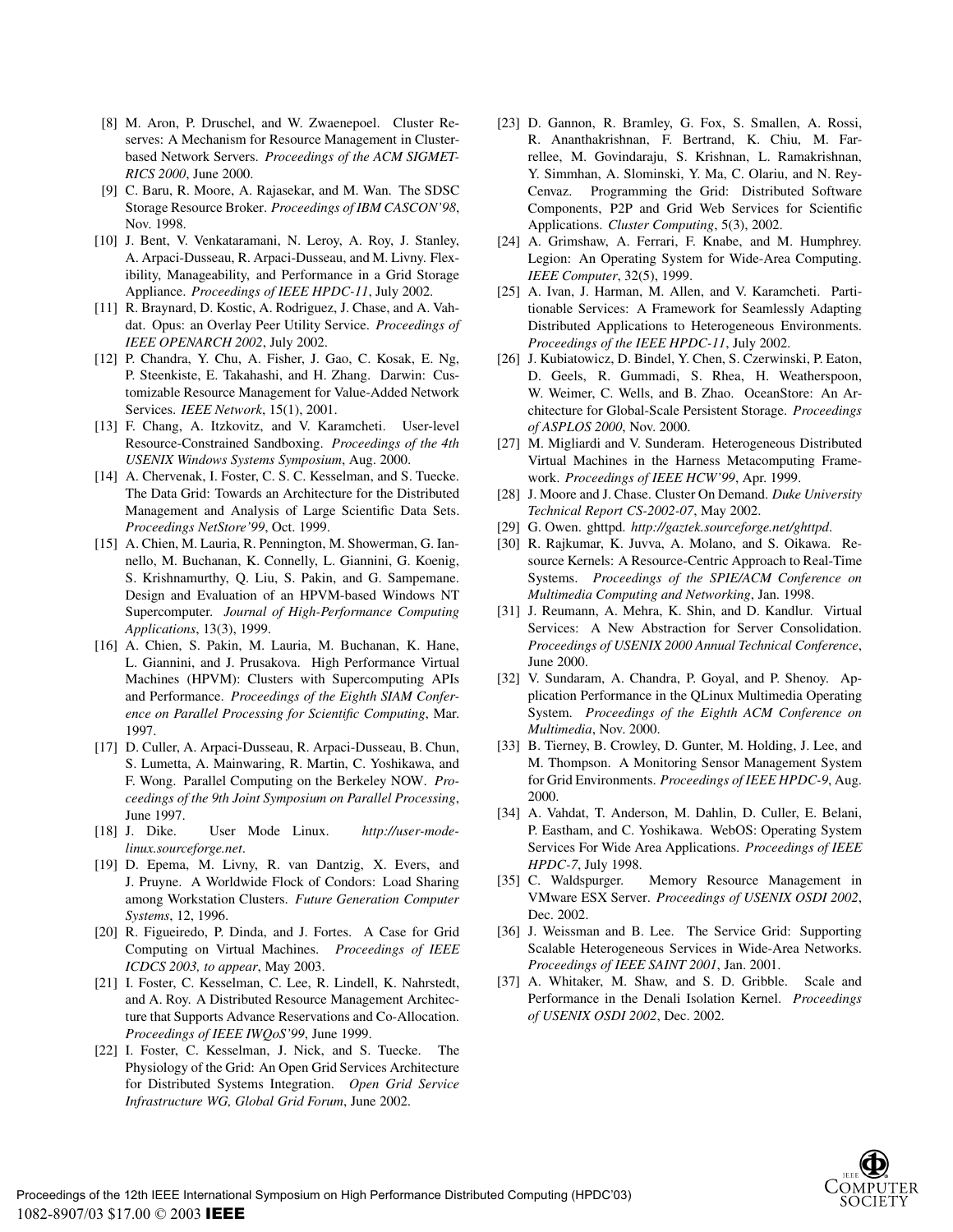[8] M. Aron, P. Druschel, and W. Zwaenepoel. Cluster Reserves: A Mechanism for Resource Management in Cluster-based Network Servers. *Proceedings of the ACM SIGMETRICS 2000*, June 2000.

[9] C. Baru, R. Moore, A. Rajasekar, and M. Wan. The SDSC Storage Resource Broker. *Proceedings of IBM CASCON'98*, Nov. 1998.

[10] J. Bent, V. Venkataramani, N. Leroy, A. Roy, J. Stanley, A. Arpaci-Dusseau, R. Arpaci-Dusseau, and M. Livny. Flexibility, Manageability, and Performance in a Grid Storage Appliance. *Proceedings of IEEE HPDC-11*, July 2002.

[11] R. Braynard, D. Kostic, A. Rodriguez, J. Chase, and A. Vahdat. Opus: an Overlay Peer Utility Service. *Proceedings of IEEE OPENARCH 2002*, July 2002.

[12] P. Chandra, Y. Chu, A. Fisher, J. Gao, C. Kosak, E. Ng, P. Steenkiste, E. Takahashi, and H. Zhang. Darwin: Customizable Resource Management for Value-Added Network Services. *IEEE Network*, 15(1), 2001.

[13] F. Chang, A. Itzkovitz, and V. Karamcheti. User-level Resource-Constrained Sandboxing. *Proceedings of the 4th USENIX Windows Systems Symposium*, Aug. 2000.

[14] A. Chervenak, I. Foster, C. S. C. Kesselman, and S. Tuecke. The Data Grid: Towards an Architecture for the Distributed Management and Analysis of Large Scientific Data Sets. *Proceedings NetStore'99*, Oct. 1999.

[15] A. Chien, M. Lauria, R. Pennington, M. Showerman, G. Iannello, M. Buchanan, K. Connelly, L. Giannini, G. Koenig, S. Krishnamurthy, Q. Liu, S. Pakin, and G. Sampemane. Design and Evaluation of an HPVM-based Windows NT Supercomputer. *Journal of High-Performance Computing Applications*, 13(3), 1999.

[16] A. Chien, S. Pakin, M. Lauria, M. Buchanan, K. Hane, L. Giannini, and J. Prusakova. High Performance Virtual Machines (HPVM): Clusters with Supercomputing APIs and Performance. *Proceedings of the Eighth SIAM Conference on Parallel Processing for Scientific Computing*, Mar. 1997.

[17] D. Culler, A. Arpaci-Dusseau, R. Arpaci-Dusseau, B. Chun, S. Lumetta, A. Mainwaring, R. Martin, C. Yoshikawa, and F. Wong. Parallel Computing on the Berkeley NOW. *Proceedings of the 9th Joint Symposium on Parallel Processing*, June 1997.

[18] J. Dike. User Mode Linux. *http://user-mode-linux.sourceforge.net*.

[19] D. Epema, M. Livny, R. van Dantzig, X. Evers, and J. Pruyne. A Worldwide Flock of Condors: Load Sharing among Workstation Clusters. *Future Generation Computer Systems*, 12, 1996.

[20] R. Figueiredo, P. Dinda, and J. Fortes. A Case for Grid Computing on Virtual Machines. *Proceedings of IEEE ICDCS 2003, to appear*, May 2003.

[21] I. Foster, C. Kesselman, C. Lee, R. Lindell, K. Nahrstedt, and A. Roy. A Distributed Resource Management Architecture that Supports Advance Reservations and Co-Allocation. *Proceedings of IEEE IWQoS'99*, June 1999.

[22] I. Foster, C. Kesselman, J. Nick, and S. Tuecke. The Physiology of the Grid: An Open Grid Services Architecture for Distributed Systems Integration. *Open Grid Service Infrastructure WG, Global Grid Forum*, June 2002.

[23] D. Gannon, R. Bramley, G. Fox, S. Smallen, A. Rossi, R. Ananthakrishnan, F. Bertrand, K. Chiu, M. Farrellee, M. Govindaraju, S. Krishnan, L. Ramakrishnan, Y. Simmhan, A. Slominski, Y. Ma, C. Olariu, and N. Rey-Cenvaz. Programming the Grid: Distributed Software Components, P2P and Grid Web Services for Scientific Applications. *Cluster Computing*, 5(3), 2002.

[24] A. Grimshaw, A. Ferrari, F. Knabe, and M. Humphrey. Legion: An Operating System for Wide-Area Computing. *IEEE Computer*, 32(5), 1999.

[25] A. Ivan, J. Harman, M. Allen, and V. Karamcheti. Partitionable Services: A Framework for Seamlessly Adapting Distributed Applications to Heterogeneous Environments. *Proceedings of the IEEE HPDC-11*, July 2002.

[26] J. Kubiatowicz, D. Bindel, Y. Chen, S. Czerwinski, P. Eaton, D. Geels, R. Gummadi, S. Rhea, H. Weatherspoon, W. Weimer, C. Wells, and B. Zhao. OceanStore: An Architecture for Global-Scale Persistent Storage. *Proceedings of ASPLOS 2000*, Nov. 2000.

[27] M. Migliardi and V. Sunderam. Heterogeneous Distributed Virtual Machines in the Harness Metacomputing Framework. *Proceedings of IEEE HCW'99*, Apr. 1999.

[28] J. Moore and J. Chase. Cluster On Demand. *Duke University Technical Report CS-2002-07*, May 2002.

[29] G. Owen. ghttpd. *http://gaztek.sourceforge.net/ghttpd*.

[30] R. Rajkumar, K. Juvva, A. Molano, and S. Oikawa. Resource Kernels: A Resource-Centric Approach to Real-Time Systems. *Proceedings of the SPIE/ACM Conference on Multimedia Computing and Networking*, Jan. 1998.

[31] J. Reumann, A. Mehra, K. Shin, and D. Kandlur. Virtual Services: A New Abstraction for Server Consolidation. *Proceedings of USENIX 2000 Annual Technical Conference*, June 2000.

[32] V. Sundaram, A. Chandra, P. Goyal, and P. Shenoy. Application Performance in the QLinux Multimedia Operating System. *Proceedings of the Eighth ACM Conference on Multimedia*, Nov. 2000.

[33] B. Tierney, B. Crowley, D. Gunter, M. Holding, J. Lee, and M. Thompson. A Monitoring Sensor Management System for Grid Environments. *Proceedings of IEEE HPDC-9*, Aug. 2000.

[34] A. Vahdat, T. Anderson, M. Dahlin, D. Culler, E. Belani, P. Eastham, and C. Yoshikawa. WebOS: Operating System Services For Wide Area Applications. *Proceedings of IEEE HPDC-7*, July 1998.

[35] C. Waldspurger. Memory Resource Management in VMware ESX Server. *Proceedings of USENIX OSDI 2002*, Dec. 2002.

[36] J. Weissman and B. Lee. The Service Grid: Supporting Scalable Heterogeneous Services in Wide-Area Networks. *Proceedings of IEEE SAINT 2001*, Jan. 2001.

[37] A. Whitaker, M. Shaw, and S. D. Gribble. Scale and Performance in the Denali Isolation Kernel. *Proceedings of USENIX OSDI 2002*, Dec. 2002.